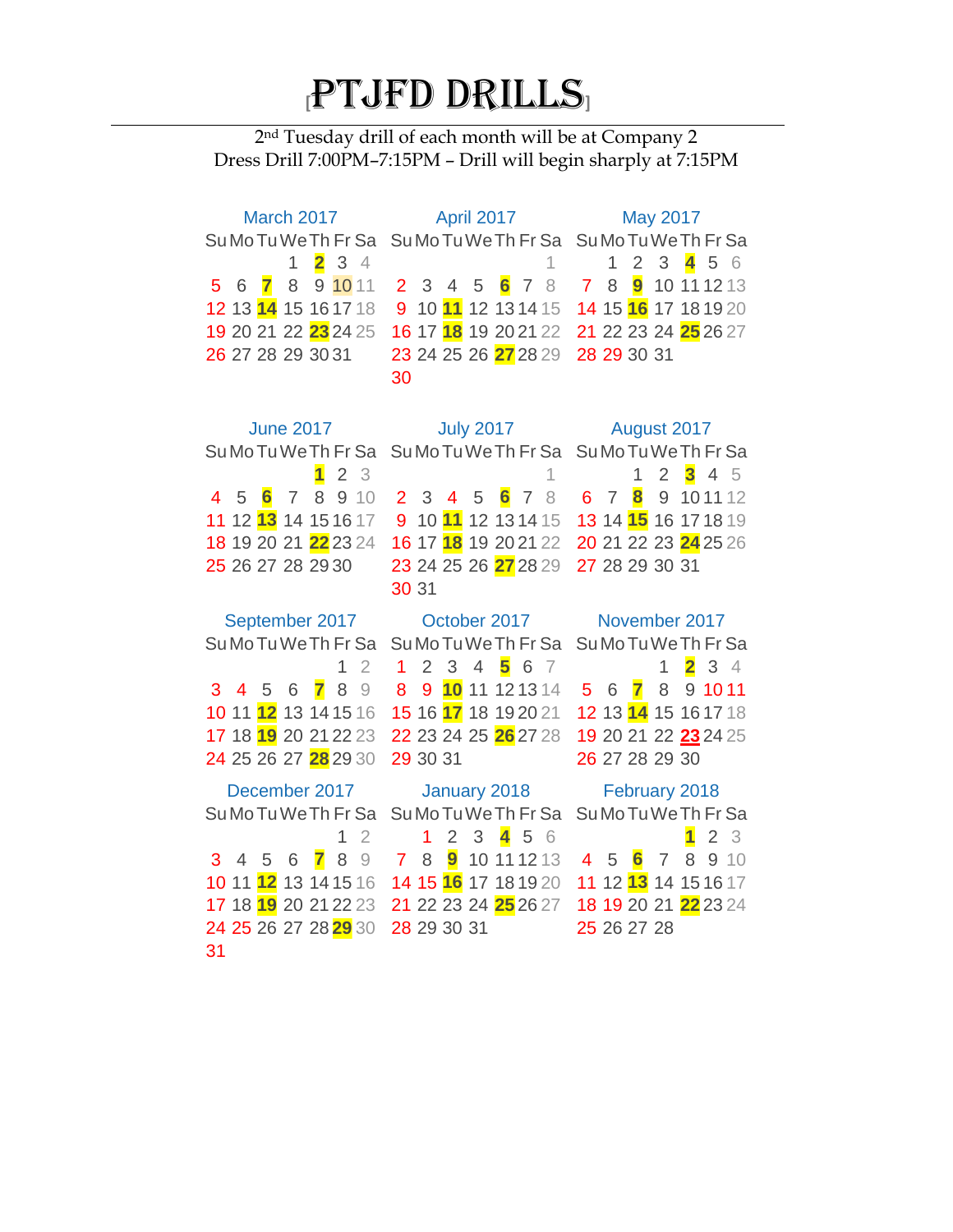# PTJFD DRILLS

2nd Tuesday drill of each month will be at Company 2
Dress Drill 7:00PM–7:15PM – Drill will begin sharply at 7:15PM

**March 2017**

| Su | Mo | Tu | We | Th | Fr | Sa |
|---|---|---|---|---|---|---|
| | | | 1 | **2** | 3 | 4 |
| 5 | 6 | **7** | 8 | 9 | 10 | 11 |
| 12 | 13 | **14** | 15 | 16 | 17 | 18 |
| 19 | 20 | 21 | 22 | **23** | 24 | 25 |
| 26 | 27 | 28 | 29 | 30 | 31 | |

**April 2017**

| Su | Mo | Tu | We | Th | Fr | Sa |
|---|---|---|---|---|---|---|
| | | | | | | 1 |
| 2 | 3 | 4 | 5 | **6** | 7 | 8 |
| 9 | 10 | **11** | 12 | 13 | 14 | 15 |
| 16 | 17 | **18** | 19 | 20 | 21 | 22 |
| 23 | 24 | 25 | 26 | **27** | 28 | 29 |
| 30 | | | | | | |

**May 2017**

| Su | Mo | Tu | We | Th | Fr | Sa |
|---|---|---|---|---|---|---|
| | 1 | 2 | 3 | **4** | 5 | 6 |
| 7 | 8 | **9** | 10 | 11 | 12 | 13 |
| 14 | 15 | **16** | 17 | 18 | 19 | 20 |
| 21 | 22 | 23 | 24 | **25** | 26 | 27 |
| 28 | 29 | 30 | 31 | | | |

**June 2017**

| Su | Mo | Tu | We | Th | Fr | Sa |
|---|---|---|---|---|---|---|
| | | | | **1** | 2 | 3 |
| 4 | 5 | **6** | 7 | 8 | 9 | 10 |
| 11 | 12 | **13** | 14 | 15 | 16 | 17 |
| 18 | 19 | 20 | 21 | **22** | 23 | 24 |
| 25 | 26 | 27 | 28 | 29 | 30 | |

**July 2017**

| Su | Mo | Tu | We | Th | Fr | Sa |
|---|---|---|---|---|---|---|
| | | | | | | 1 |
| 2 | 3 | 4 | 5 | **6** | 7 | 8 |
| 9 | 10 | **11** | 12 | 13 | 14 | 15 |
| 16 | 17 | **18** | 19 | 20 | 21 | 22 |
| 23 | 24 | 25 | 26 | **27** | 28 | 29 |
| 30 | 31 | | | | | |

**August 2017**

| Su | Mo | Tu | We | Th | Fr | Sa |
|---|---|---|---|---|---|---|
| | | 1 | 2 | **3** | 4 | 5 |
| 6 | 7 | **8** | 9 | 10 | 11 | 12 |
| 13 | 14 | **15** | 16 | 17 | 18 | 19 |
| 20 | 21 | 22 | 23 | **24** | 25 | 26 |
| 27 | 28 | 29 | 30 | 31 | | |

**September 2017**

| Su | Mo | Tu | We | Th | Fr | Sa |
|---|---|---|---|---|---|---|
| | | | | | 1 | 2 |
| 3 | 4 | 5 | 6 | **7** | 8 | 9 |
| 10 | 11 | **12** | 13 | 14 | 15 | 16 |
| 17 | 18 | **19** | 20 | 21 | 22 | 23 |
| 24 | 25 | 26 | 27 | **28** | 29 | 30 |

**October 2017**

| Su | Mo | Tu | We | Th | Fr | Sa |
|---|---|---|---|---|---|---|
| 1 | 2 | 3 | 4 | **5** | 6 | 7 |
| 8 | 9 | **10** | 11 | 12 | 13 | 14 |
| 15 | 16 | **17** | 18 | 19 | 20 | 21 |
| 22 | 23 | 24 | 25 | **26** | 27 | 28 |
| 29 | 30 | 31 | | | | |

**November 2017**

| Su | Mo | Tu | We | Th | Fr | Sa |
|---|---|---|---|---|---|---|
| | | | 1 | **2** | 3 | 4 |
| 5 | 6 | **7** | 8 | 9 | 10 | 11 |
| 12 | 13 | **14** | 15 | 16 | 17 | 18 |
| 19 | 20 | 21 | 22 | **23** | 24 | 25 |
| 26 | 27 | 28 | 29 | 30 | | |

**December 2017**

| Su | Mo | Tu | We | Th | Fr | Sa |
|---|---|---|---|---|---|---|
| | | | | | 1 | 2 |
| 3 | 4 | 5 | 6 | **7** | 8 | 9 |
| 10 | 11 | **12** | 13 | 14 | 15 | 16 |
| 17 | 18 | **19** | 20 | 21 | 22 | 23 |
| 24 | 25 | 26 | 27 | 28 | **29** | 30 |
| 31 | | | | | | |

**January 2018**

| Su | Mo | Tu | We | Th | Fr | Sa |
|---|---|---|---|---|---|---|
| | 1 | 2 | 3 | **4** | 5 | 6 |
| 7 | 8 | **9** | 10 | 11 | 12 | 13 |
| 14 | 15 | **16** | 17 | 18 | 19 | 20 |
| 21 | 22 | 23 | 24 | **25** | 26 | 27 |
| 28 | 29 | 30 | 31 | | | |

**February 2018**

| Su | Mo | Tu | We | Th | Fr | Sa |
|---|---|---|---|---|---|---|
| | | | | **1** | 2 | 3 |
| 4 | 5 | **6** | 7 | 8 | 9 | 10 |
| 11 | 12 | **13** | 14 | 15 | 16 | 17 |
| 18 | 19 | 20 | 21 | **22** | 23 | 24 |
| 25 | 26 | 27 | 28 | | | |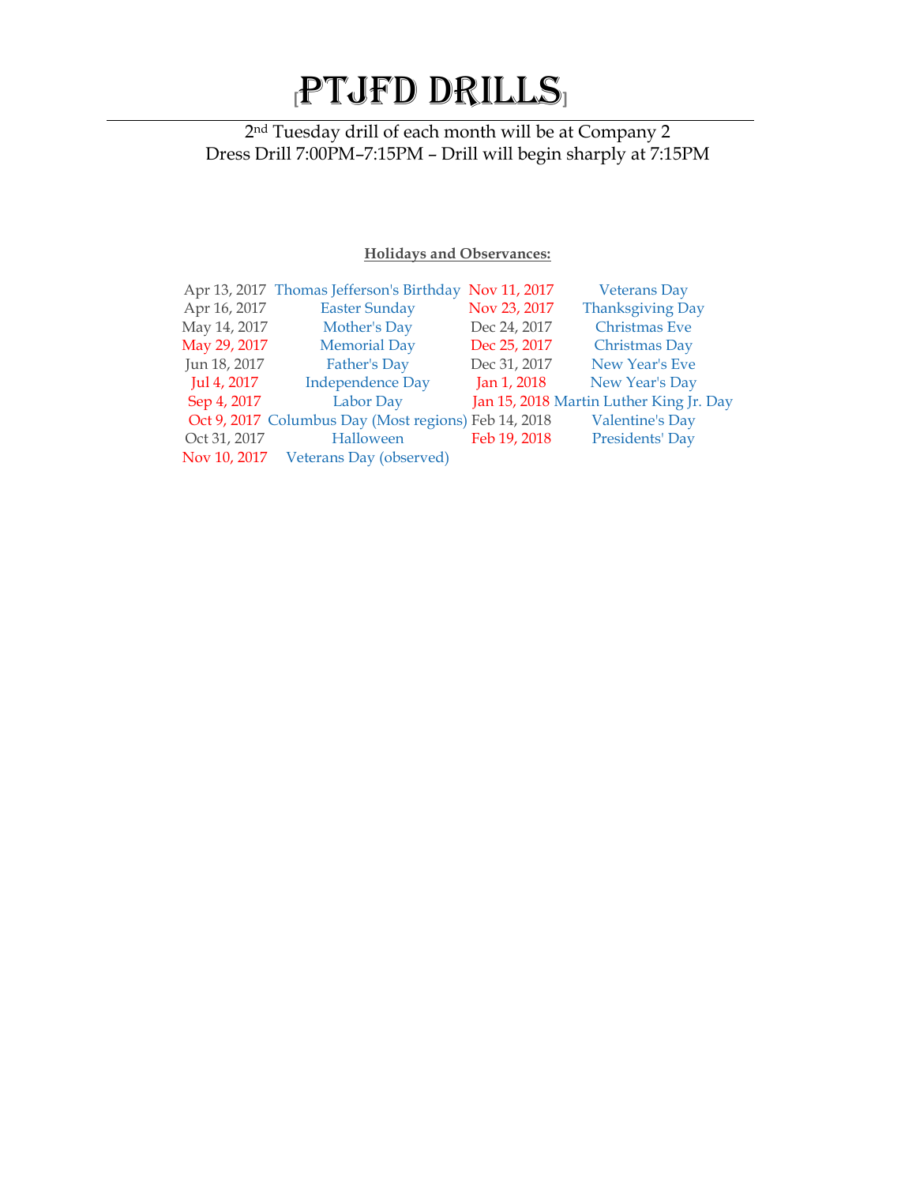# [PTJFD DRILLS]

2nd Tuesday drill of each month will be at Company 2
Dress Drill 7:00PM–7:15PM – Drill will begin sharply at 7:15PM

**Holidays and Observances:**

| | | | |
|---|---|---|---|
| Apr 13, 2017 | Thomas Jefferson's Birthday | Nov 11, 2017 | Veterans Day |
| Apr 16, 2017 | Easter Sunday | Nov 23, 2017 | Thanksgiving Day |
| May 14, 2017 | Mother's Day | Dec 24, 2017 | Christmas Eve |
| May 29, 2017 | Memorial Day | Dec 25, 2017 | Christmas Day |
| Jun 18, 2017 | Father's Day | Dec 31, 2017 | New Year's Eve |
| Jul 4, 2017 | Independence Day | Jan 1, 2018 | New Year's Day |
| Sep 4, 2017 | Labor Day | Jan 15, 2018 | Martin Luther King Jr. Day |
| Oct 9, 2017 | Columbus Day (Most regions) | Feb 14, 2018 | Valentine's Day |
| Oct 31, 2017 | Halloween | Feb 19, 2018 | Presidents' Day |
| Nov 10, 2017 | Veterans Day (observed) | | |